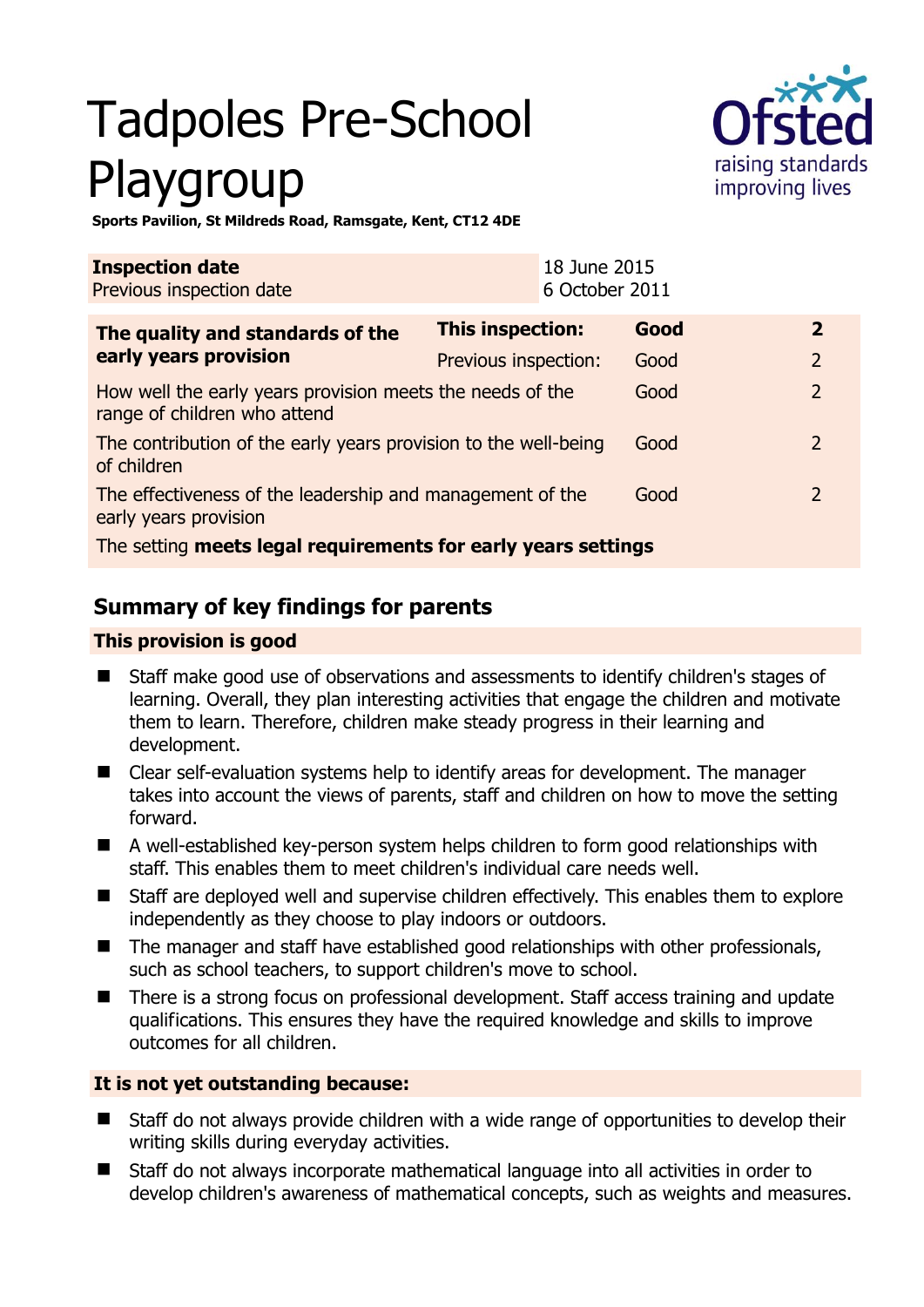# Tadpoles Pre-School Playgroup

**Sports Pavilion, St Mildreds Road, Ramsgate, Kent, CT12 4DE**

| **Inspection date** | 18 June 2015 |
|---|---|
| Previous inspection date | 6 October 2011 |

| **The quality and standards of the early years provision** | **This inspection:** | **Good** | **2** |
|---|---|---|---|
| | Previous inspection: | Good | 2 |
| How well the early years provision meets the needs of the range of children who attend | | Good | 2 |
| The contribution of the early years provision to the well-being of children | | Good | 2 |
| The effectiveness of the leadership and management of the early years provision | | Good | 2 |
| The setting **meets legal requirements for early years settings** | | | |

## Summary of key findings for parents

### This provision is good

- Staff make good use of observations and assessments to identify children's stages of learning. Overall, they plan interesting activities that engage the children and motivate them to learn. Therefore, children make steady progress in their learning and development.
- Clear self-evaluation systems help to identify areas for development. The manager takes into account the views of parents, staff and children on how to move the setting forward.
- A well-established key-person system helps children to form good relationships with staff. This enables them to meet children's individual care needs well.
- Staff are deployed well and supervise children effectively. This enables them to explore independently as they choose to play indoors or outdoors.
- The manager and staff have established good relationships with other professionals, such as school teachers, to support children's move to school.
- There is a strong focus on professional development. Staff access training and update qualifications. This ensures they have the required knowledge and skills to improve outcomes for all children.

### It is not yet outstanding because:

- Staff do not always provide children with a wide range of opportunities to develop their writing skills during everyday activities.
- Staff do not always incorporate mathematical language into all activities in order to develop children's awareness of mathematical concepts, such as weights and measures.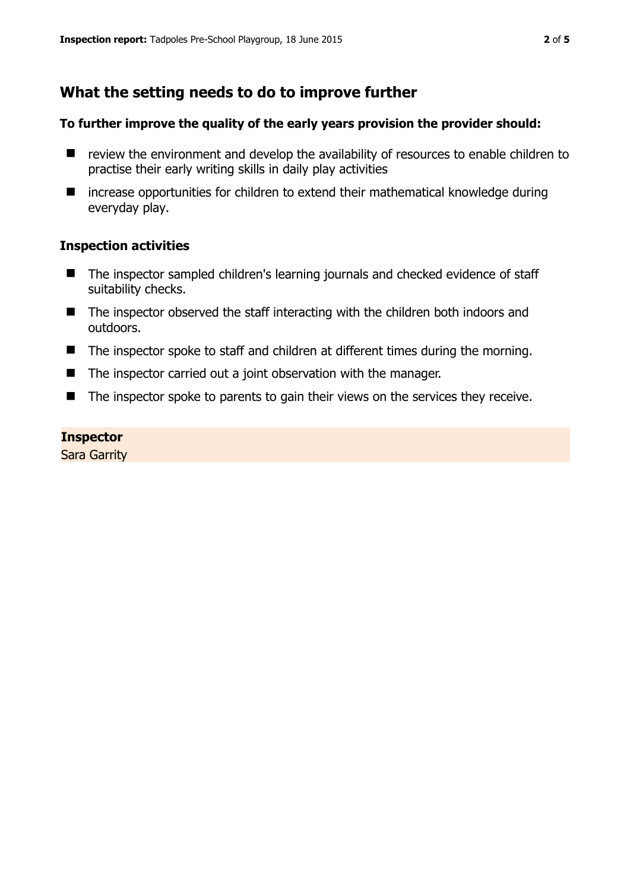## What the setting needs to do to improve further

**To further improve the quality of the early years provision the provider should:**

- review the environment and develop the availability of resources to enable children to practise their early writing skills in daily play activities
- increase opportunities for children to extend their mathematical knowledge during everyday play.

### Inspection activities

- The inspector sampled children's learning journals and checked evidence of staff suitability checks.
- The inspector observed the staff interacting with the children both indoors and outdoors.
- The inspector spoke to staff and children at different times during the morning.
- The inspector carried out a joint observation with the manager.
- The inspector spoke to parents to gain their views on the services they receive.

**Inspector**
Sara Garrity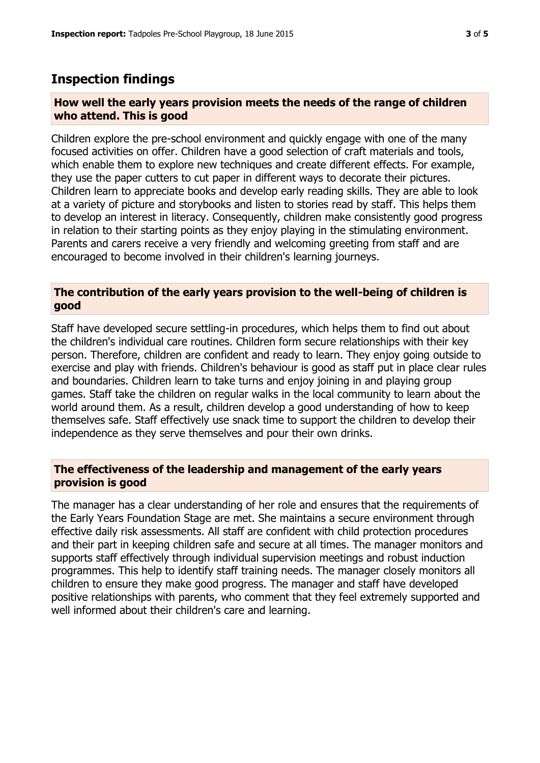## Inspection findings

### How well the early years provision meets the needs of the range of children who attend. This is good

Children explore the pre-school environment and quickly engage with one of the many focused activities on offer. Children have a good selection of craft materials and tools, which enable them to explore new techniques and create different effects. For example, they use the paper cutters to cut paper in different ways to decorate their pictures. Children learn to appreciate books and develop early reading skills. They are able to look at a variety of picture and storybooks and listen to stories read by staff. This helps them to develop an interest in literacy. Consequently, children make consistently good progress in relation to their starting points as they enjoy playing in the stimulating environment. Parents and carers receive a very friendly and welcoming greeting from staff and are encouraged to become involved in their children's learning journeys.

### The contribution of the early years provision to the well-being of children is good

Staff have developed secure settling-in procedures, which helps them to find out about the children's individual care routines. Children form secure relationships with their key person. Therefore, children are confident and ready to learn. They enjoy going outside to exercise and play with friends. Children's behaviour is good as staff put in place clear rules and boundaries. Children learn to take turns and enjoy joining in and playing group games. Staff take the children on regular walks in the local community to learn about the world around them. As a result, children develop a good understanding of how to keep themselves safe. Staff effectively use snack time to support the children to develop their independence as they serve themselves and pour their own drinks.

### The effectiveness of the leadership and management of the early years provision is good

The manager has a clear understanding of her role and ensures that the requirements of the Early Years Foundation Stage are met. She maintains a secure environment through effective daily risk assessments. All staff are confident with child protection procedures and their part in keeping children safe and secure at all times. The manager monitors and supports staff effectively through individual supervision meetings and robust induction programmes. This help to identify staff training needs. The manager closely monitors all children to ensure they make good progress. The manager and staff have developed positive relationships with parents, who comment that they feel extremely supported and well informed about their children's care and learning.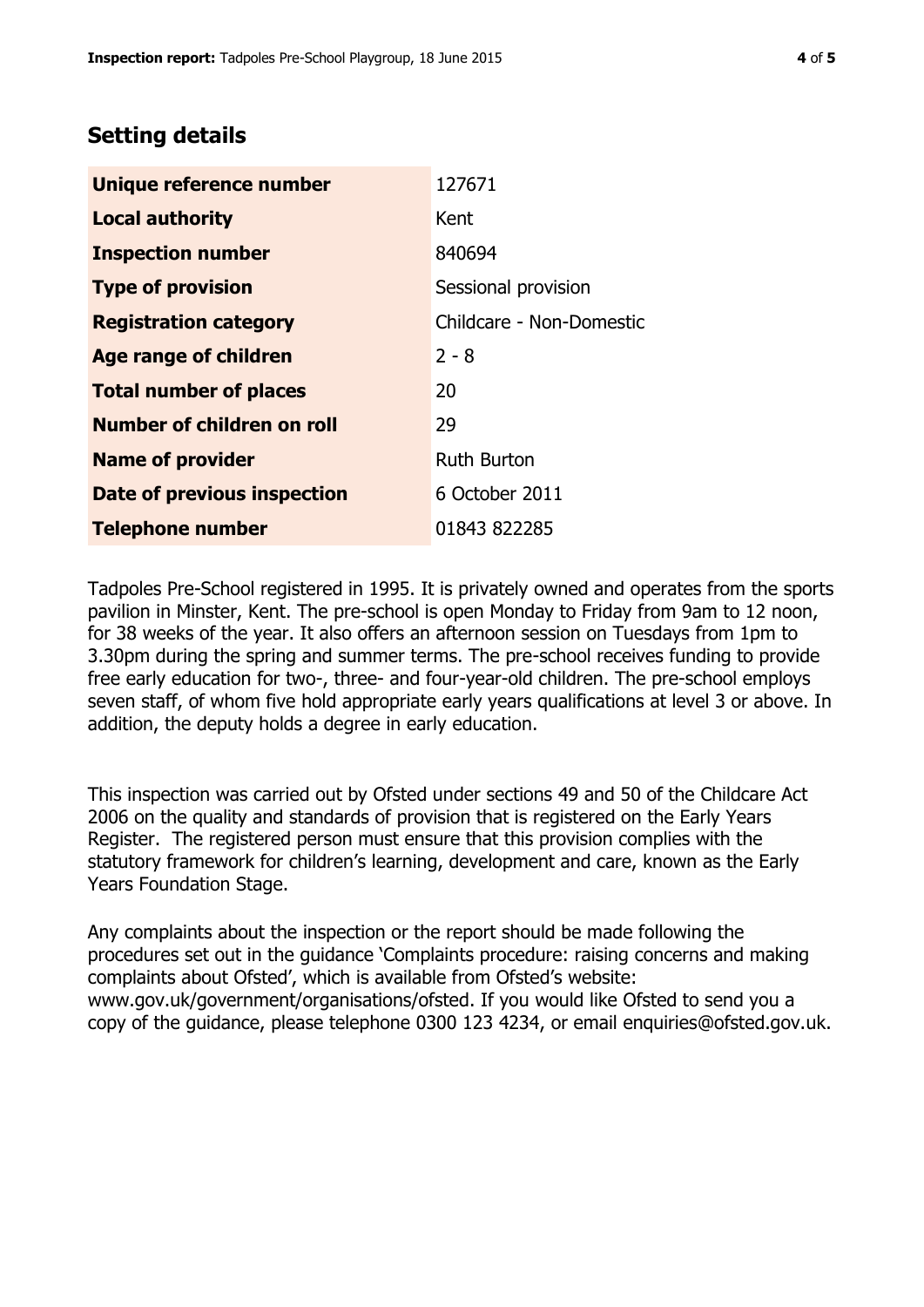## Setting details

| | |
|---|---|
| **Unique reference number** | 127671 |
| **Local authority** | Kent |
| **Inspection number** | 840694 |
| **Type of provision** | Sessional provision |
| **Registration category** | Childcare - Non-Domestic |
| **Age range of children** | 2 - 8 |
| **Total number of places** | 20 |
| **Number of children on roll** | 29 |
| **Name of provider** | Ruth Burton |
| **Date of previous inspection** | 6 October 2011 |
| **Telephone number** | 01843 822285 |

Tadpoles Pre-School registered in 1995. It is privately owned and operates from the sports pavilion in Minster, Kent. The pre-school is open Monday to Friday from 9am to 12 noon, for 38 weeks of the year. It also offers an afternoon session on Tuesdays from 1pm to 3.30pm during the spring and summer terms. The pre-school receives funding to provide free early education for two-, three- and four-year-old children. The pre-school employs seven staff, of whom five hold appropriate early years qualifications at level 3 or above. In addition, the deputy holds a degree in early education.

This inspection was carried out by Ofsted under sections 49 and 50 of the Childcare Act 2006 on the quality and standards of provision that is registered on the Early Years Register. The registered person must ensure that this provision complies with the statutory framework for children's learning, development and care, known as the Early Years Foundation Stage.

Any complaints about the inspection or the report should be made following the procedures set out in the guidance 'Complaints procedure: raising concerns and making complaints about Ofsted', which is available from Ofsted's website: www.gov.uk/government/organisations/ofsted. If you would like Ofsted to send you a copy of the guidance, please telephone 0300 123 4234, or email enquiries@ofsted.gov.uk.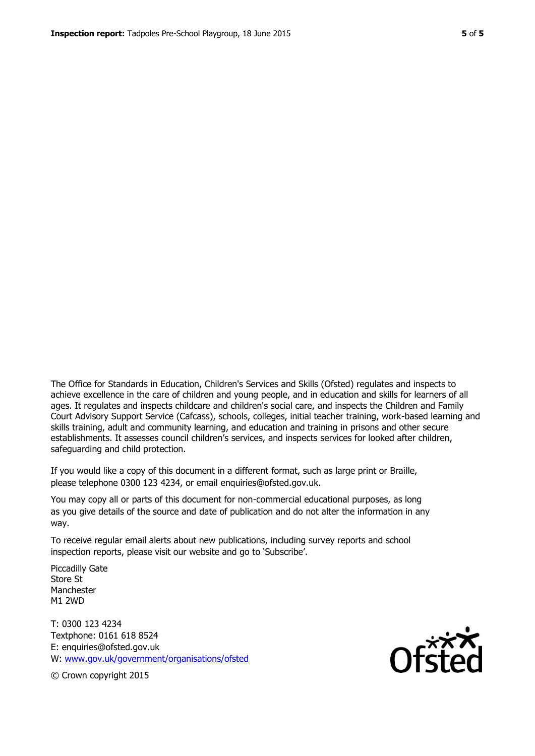The Office for Standards in Education, Children's Services and Skills (Ofsted) regulates and inspects to achieve excellence in the care of children and young people, and in education and skills for learners of all ages. It regulates and inspects childcare and children's social care, and inspects the Children and Family Court Advisory Support Service (Cafcass), schools, colleges, initial teacher training, work-based learning and skills training, adult and community learning, and education and training in prisons and other secure establishments. It assesses council children's services, and inspects services for looked after children, safeguarding and child protection.

If you would like a copy of this document in a different format, such as large print or Braille, please telephone 0300 123 4234, or email enquiries@ofsted.gov.uk.

You may copy all or parts of this document for non-commercial educational purposes, as long as you give details of the source and date of publication and do not alter the information in any way.

To receive regular email alerts about new publications, including survey reports and school inspection reports, please visit our website and go to 'Subscribe'.

Piccadilly Gate
Store St
Manchester
M1 2WD

T: 0300 123 4234
Textphone: 0161 618 8524
E: enquiries@ofsted.gov.uk
W: [www.gov.uk/government/organisations/ofsted](http://www.gov.uk/government/organisations/ofsted)

© Crown copyright 2015